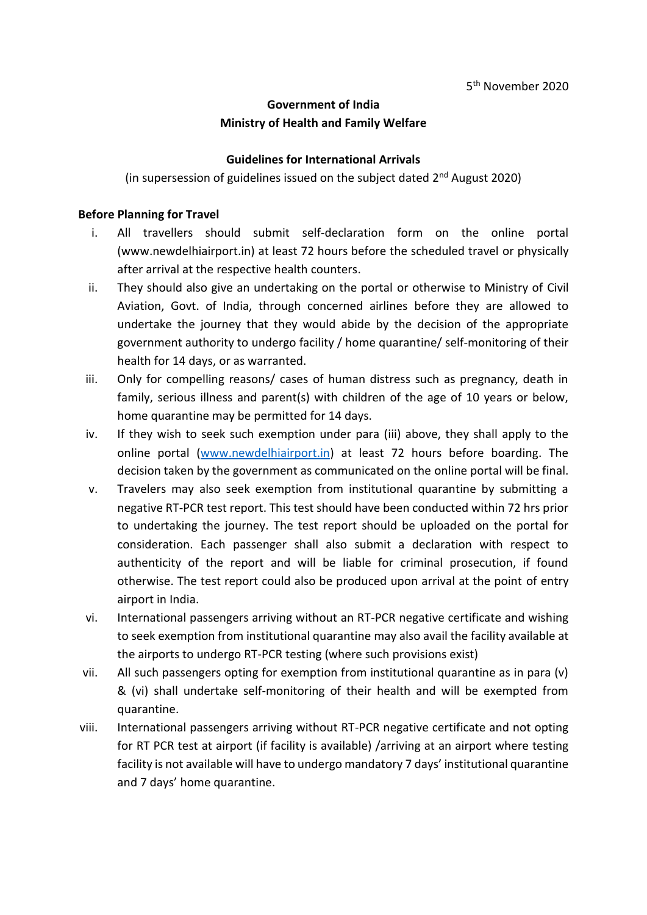5th November 2020

**Government of India**
**Ministry of Health and Family Welfare**

**Guidelines for International Arrivals**

(in supersession of guidelines issued on the subject dated 2nd August 2020)

**Before Planning for Travel**

i. All travellers should submit self-declaration form on the online portal (www.newdelhiairport.in) at least 72 hours before the scheduled travel or physically after arrival at the respective health counters.

ii. They should also give an undertaking on the portal or otherwise to Ministry of Civil Aviation, Govt. of India, through concerned airlines before they are allowed to undertake the journey that they would abide by the decision of the appropriate government authority to undergo facility / home quarantine/ self-monitoring of their health for 14 days, or as warranted.

iii. Only for compelling reasons/ cases of human distress such as pregnancy, death in family, serious illness and parent(s) with children of the age of 10 years or below, home quarantine may be permitted for 14 days.

iv. If they wish to seek such exemption under para (iii) above, they shall apply to the online portal (www.newdelhiairport.in) at least 72 hours before boarding. The decision taken by the government as communicated on the online portal will be final.

v. Travelers may also seek exemption from institutional quarantine by submitting a negative RT-PCR test report. This test should have been conducted within 72 hrs prior to undertaking the journey. The test report should be uploaded on the portal for consideration. Each passenger shall also submit a declaration with respect to authenticity of the report and will be liable for criminal prosecution, if found otherwise. The test report could also be produced upon arrival at the point of entry airport in India.

vi. International passengers arriving without an RT-PCR negative certificate and wishing to seek exemption from institutional quarantine may also avail the facility available at the airports to undergo RT-PCR testing (where such provisions exist)

vii. All such passengers opting for exemption from institutional quarantine as in para (v) & (vi) shall undertake self-monitoring of their health and will be exempted from quarantine.

viii. International passengers arriving without RT-PCR negative certificate and not opting for RT PCR test at airport (if facility is available) /arriving at an airport where testing facility is not available will have to undergo mandatory 7 days' institutional quarantine and 7 days' home quarantine.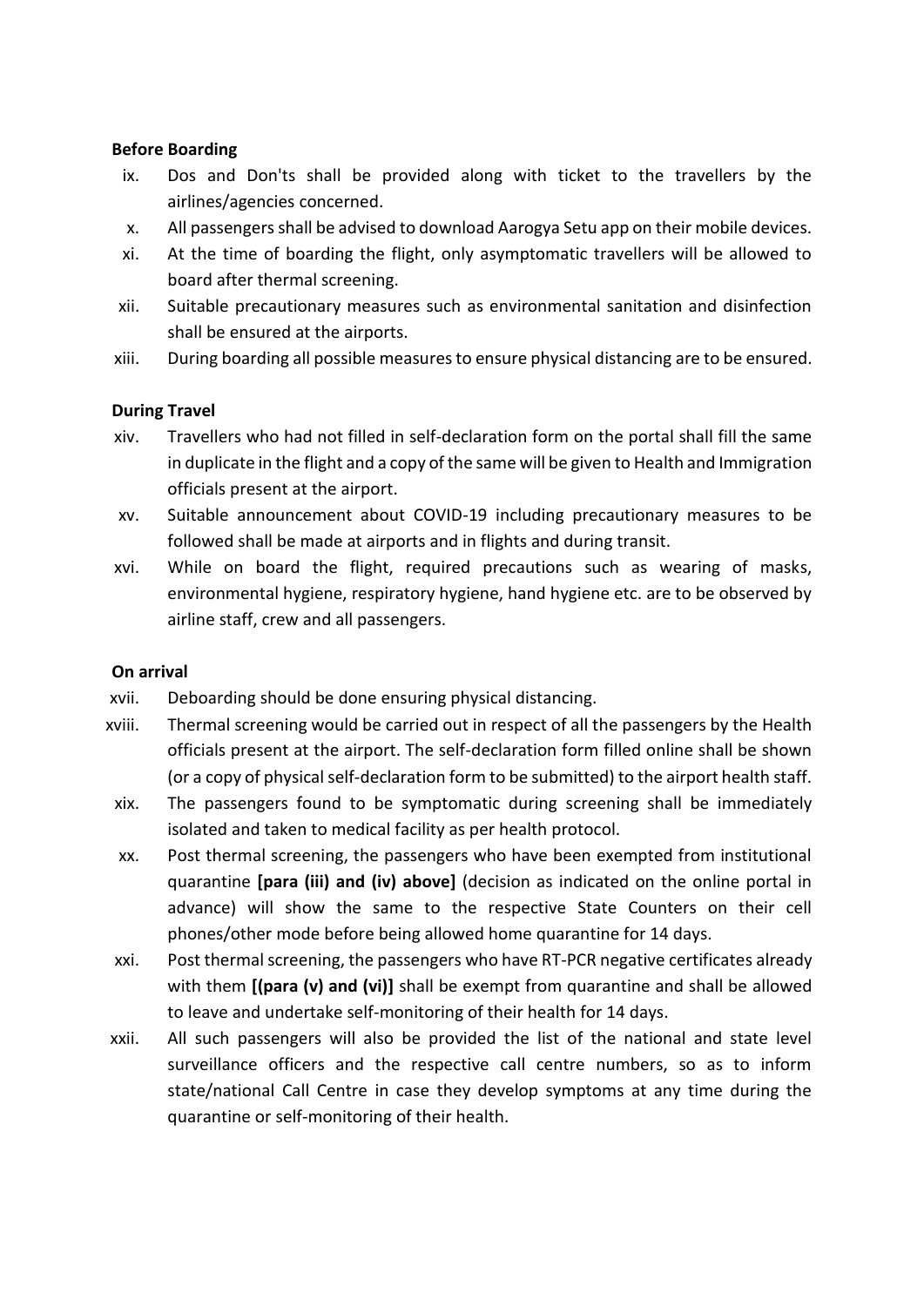**Before Boarding**

ix. Dos and Don'ts shall be provided along with ticket to the travellers by the airlines/agencies concerned.

x. All passengers shall be advised to download Aarogya Setu app on their mobile devices.

xi. At the time of boarding the flight, only asymptomatic travellers will be allowed to board after thermal screening.

xii. Suitable precautionary measures such as environmental sanitation and disinfection shall be ensured at the airports.

xiii. During boarding all possible measures to ensure physical distancing are to be ensured.

**During Travel**

xiv. Travellers who had not filled in self-declaration form on the portal shall fill the same in duplicate in the flight and a copy of the same will be given to Health and Immigration officials present at the airport.

xv. Suitable announcement about COVID-19 including precautionary measures to be followed shall be made at airports and in flights and during transit.

xvi. While on board the flight, required precautions such as wearing of masks, environmental hygiene, respiratory hygiene, hand hygiene etc. are to be observed by airline staff, crew and all passengers.

**On arrival**

xvii. Deboarding should be done ensuring physical distancing.

xviii. Thermal screening would be carried out in respect of all the passengers by the Health officials present at the airport. The self-declaration form filled online shall be shown (or a copy of physical self-declaration form to be submitted) to the airport health staff.

xix. The passengers found to be symptomatic during screening shall be immediately isolated and taken to medical facility as per health protocol.

xx. Post thermal screening, the passengers who have been exempted from institutional quarantine **[para (iii) and (iv) above]** (decision as indicated on the online portal in advance) will show the same to the respective State Counters on their cell phones/other mode before being allowed home quarantine for 14 days.

xxi. Post thermal screening, the passengers who have RT-PCR negative certificates already with them **[(para (v) and (vi)]** shall be exempt from quarantine and shall be allowed to leave and undertake self-monitoring of their health for 14 days.

xxii. All such passengers will also be provided the list of the national and state level surveillance officers and the respective call centre numbers, so as to inform state/national Call Centre in case they develop symptoms at any time during the quarantine or self-monitoring of their health.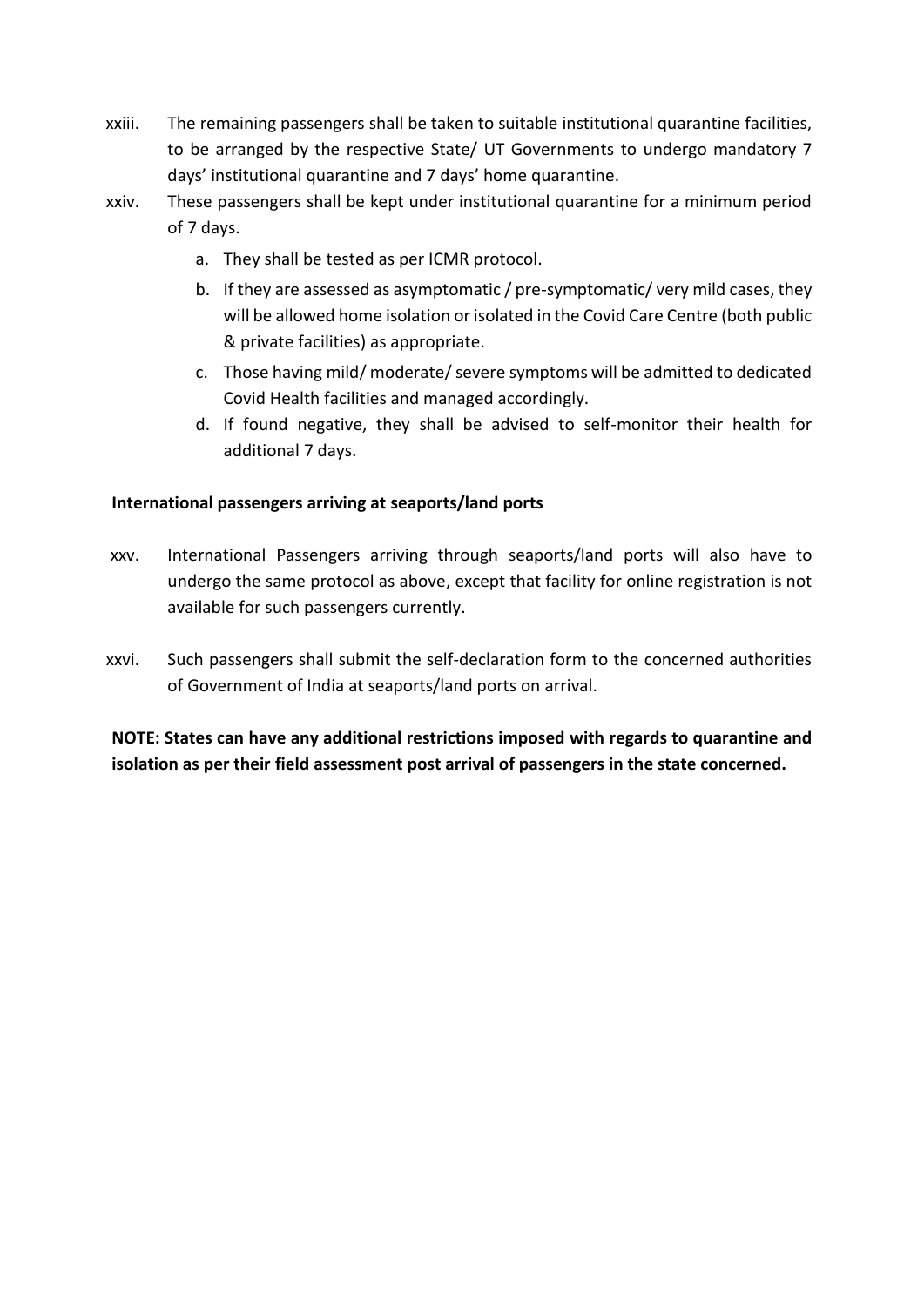xxiii. The remaining passengers shall be taken to suitable institutional quarantine facilities, to be arranged by the respective State/ UT Governments to undergo mandatory 7 days' institutional quarantine and 7 days' home quarantine.

xxiv. These passengers shall be kept under institutional quarantine for a minimum period of 7 days.

   a. They shall be tested as per ICMR protocol.
   b. If they are assessed as asymptomatic / pre-symptomatic/ very mild cases, they will be allowed home isolation or isolated in the Covid Care Centre (both public & private facilities) as appropriate.
   c. Those having mild/ moderate/ severe symptoms will be admitted to dedicated Covid Health facilities and managed accordingly.
   d. If found negative, they shall be advised to self-monitor their health for additional 7 days.

**International passengers arriving at seaports/land ports**

xxv. International Passengers arriving through seaports/land ports will also have to undergo the same protocol as above, except that facility for online registration is not available for such passengers currently.

xxvi. Such passengers shall submit the self-declaration form to the concerned authorities of Government of India at seaports/land ports on arrival.

**NOTE: States can have any additional restrictions imposed with regards to quarantine and isolation as per their field assessment post arrival of passengers in the state concerned.**